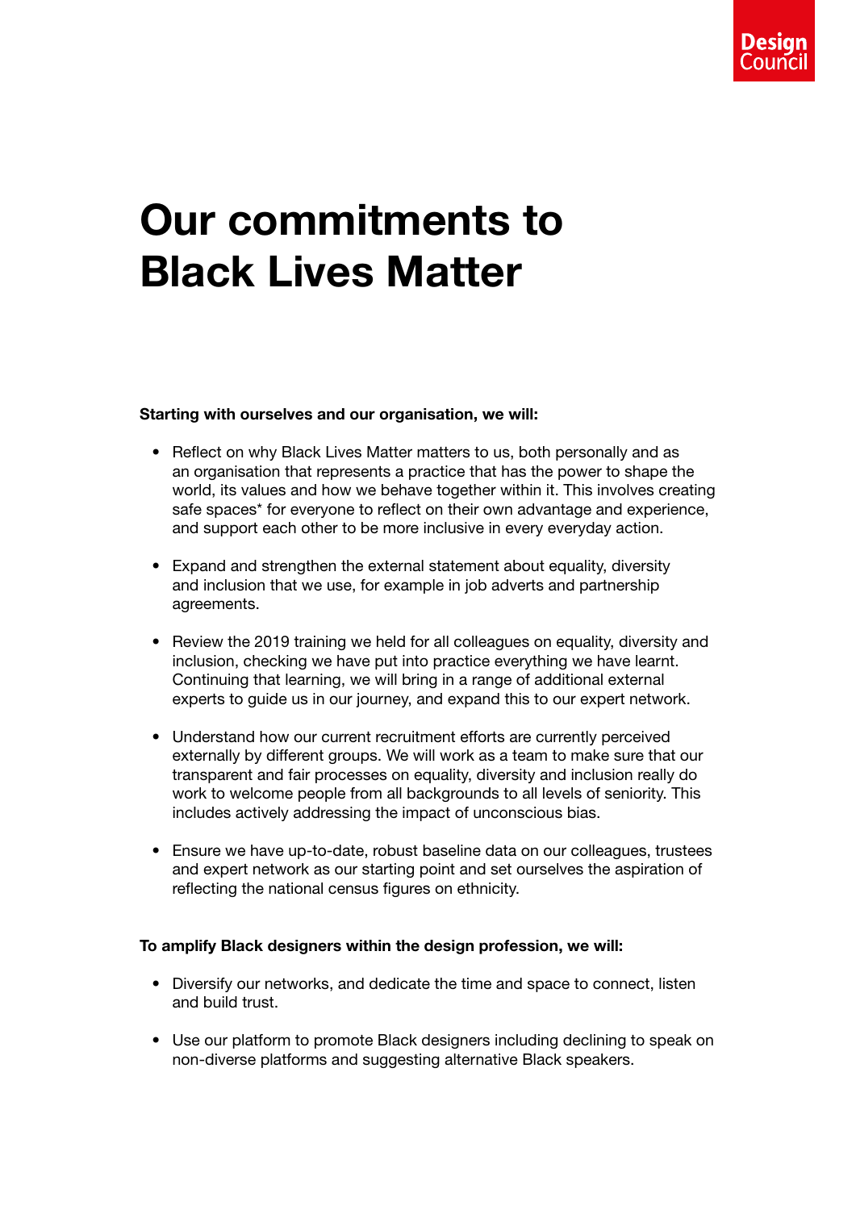# Our commitments to Black Lives Matter

**Starting with ourselves and our organisation, we will:**

- Reflect on why Black Lives Matter matters to us, both personally and as an organisation that represents a practice that has the power to shape the world, its values and how we behave together within it. This involves creating safe spaces* for everyone to reflect on their own advantage and experience, and support each other to be more inclusive in every everyday action.

- Expand and strengthen the external statement about equality, diversity and inclusion that we use, for example in job adverts and partnership agreements.

- Review the 2019 training we held for all colleagues on equality, diversity and inclusion, checking we have put into practice everything we have learnt. Continuing that learning, we will bring in a range of additional external experts to guide us in our journey, and expand this to our expert network.

- Understand how our current recruitment efforts are currently perceived externally by different groups. We will work as a team to make sure that our transparent and fair processes on equality, diversity and inclusion really do work to welcome people from all backgrounds to all levels of seniority. This includes actively addressing the impact of unconscious bias.

- Ensure we have up-to-date, robust baseline data on our colleagues, trustees and expert network as our starting point and set ourselves the aspiration of reflecting the national census figures on ethnicity.

**To amplify Black designers within the design profession, we will:**

- Diversify our networks, and dedicate the time and space to connect, listen and build trust.

- Use our platform to promote Black designers including declining to speak on non-diverse platforms and suggesting alternative Black speakers.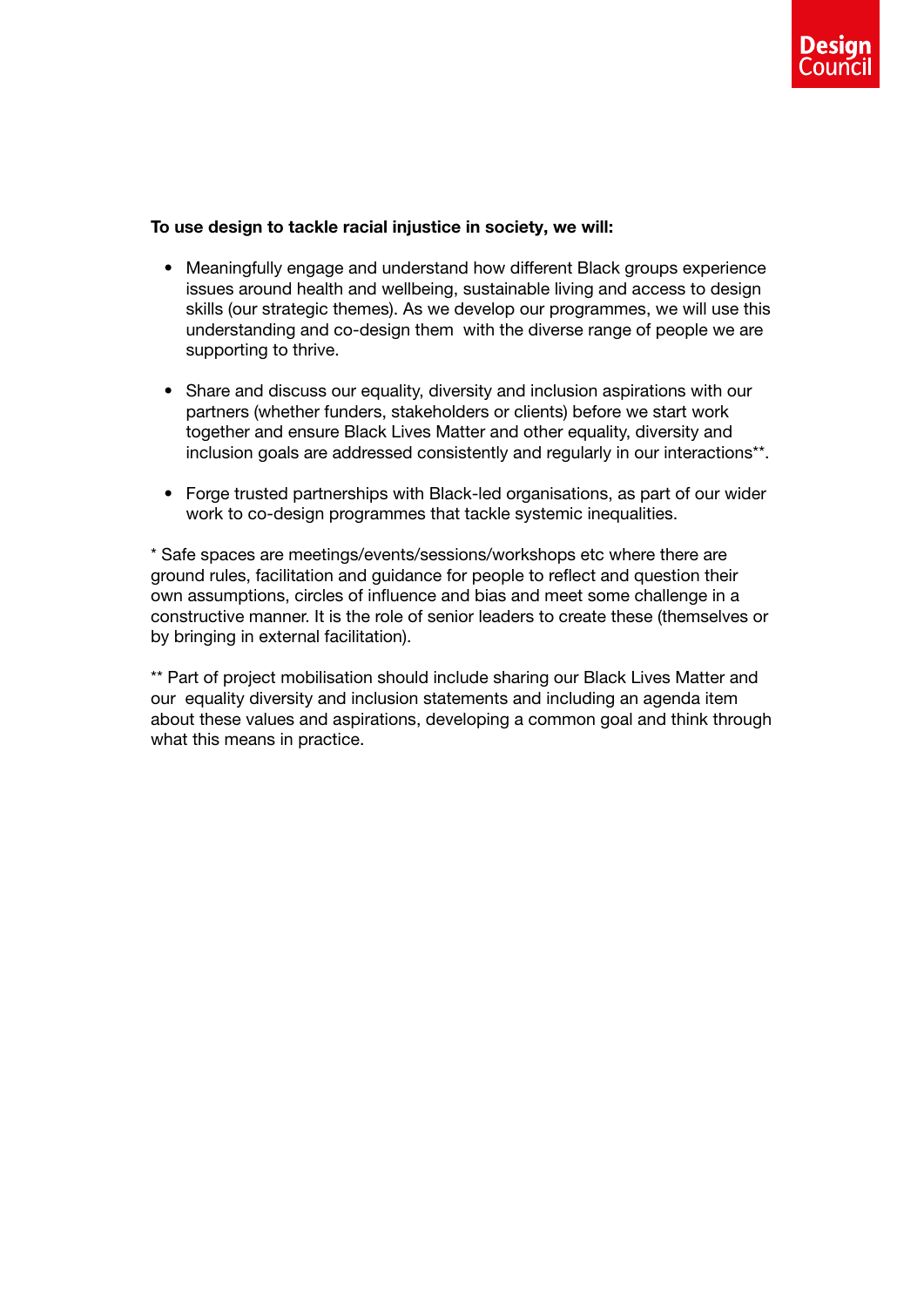**To use design to tackle racial injustice in society, we will:**

- Meaningfully engage and understand how different Black groups experience issues around health and wellbeing, sustainable living and access to design skills (our strategic themes). As we develop our programmes, we will use this understanding and co-design them with the diverse range of people we are supporting to thrive.

- Share and discuss our equality, diversity and inclusion aspirations with our partners (whether funders, stakeholders or clients) before we start work together and ensure Black Lives Matter and other equality, diversity and inclusion goals are addressed consistently and regularly in our interactions**.

- Forge trusted partnerships with Black-led organisations, as part of our wider work to co-design programmes that tackle systemic inequalities.

* Safe spaces are meetings/events/sessions/workshops etc where there are ground rules, facilitation and guidance for people to reflect and question their own assumptions, circles of influence and bias and meet some challenge in a constructive manner. It is the role of senior leaders to create these (themselves or by bringing in external facilitation).

** Part of project mobilisation should include sharing our Black Lives Matter and our equality diversity and inclusion statements and including an agenda item about these values and aspirations, developing a common goal and think through what this means in practice.